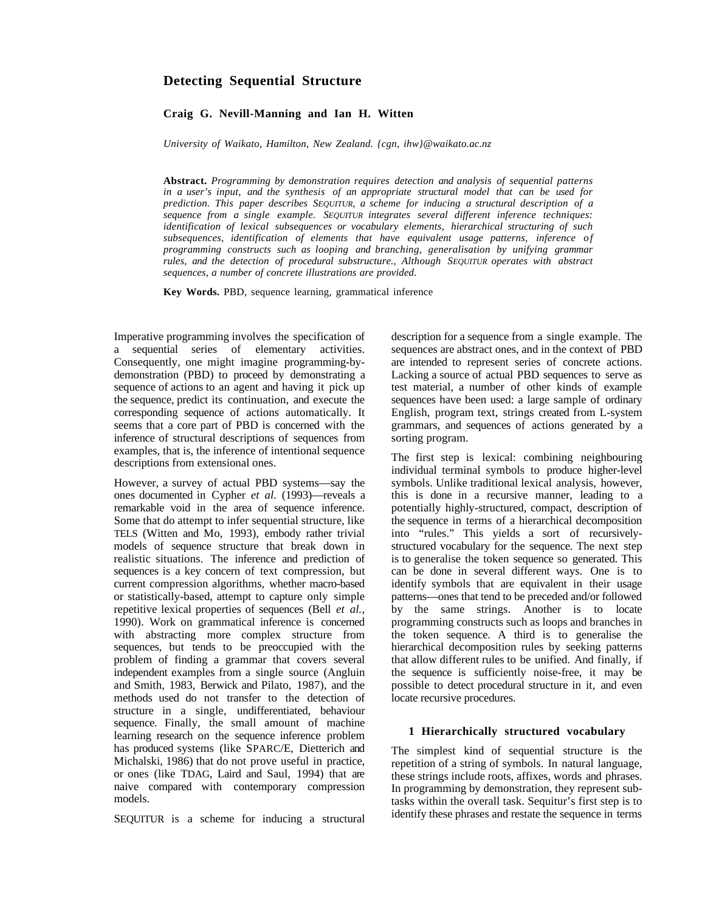# Detecting Sequential Structure

**Craig G. Nevill-Manning and Ian H. Witten**

*University of Waikato, Hamilton, New Zealand. {cgn, ihw}@waikato.ac.nz*

**Abstract.** *Programming by demonstration requires detection and analysis of sequential patterns in a user's input, and the synthesis of an appropriate structural model that can be used for prediction. This paper describes SEQUITUR, a scheme for inducing a structural description of a sequence from a single example. SEQUITUR integrates several different inference techniques: identification of lexical subsequences or vocabulary elements, hierarchical structuring of such subsequences, identification of elements that have equivalent usage patterns, inference of programming constructs such as looping and branching, generalisation by unifying grammar rules, and the detection of procedural substructure., Although SEQUITUR operates with abstract sequences, a number of concrete illustrations are provided.*

**Key Words.** PBD, sequence learning, grammatical inference

Imperative programming involves the specification of a sequential series of elementary activities. Consequently, one might imagine programming-by-demonstration (PBD) to proceed by demonstrating a sequence of actions to an agent and having it pick up the sequence, predict its continuation, and execute the corresponding sequence of actions automatically. It seems that a core part of PBD is concerned with the inference of structural descriptions of sequences from examples, that is, the inference of intentional sequence descriptions from extensional ones.

However, a survey of actual PBD systems—say the ones documented in Cypher *et al.* (1993)—reveals a remarkable void in the area of sequence inference. Some that do attempt to infer sequential structure, like TELS (Witten and Mo, 1993), embody rather trivial models of sequence structure that break down in realistic situations. The inference and prediction of sequences is a key concern of text compression, but current compression algorithms, whether macro-based or statistically-based, attempt to capture only simple repetitive lexical properties of sequences (Bell *et al.*, 1990). Work on grammatical inference is concerned with abstracting more complex structure from sequences, but tends to be preoccupied with the problem of finding a grammar that covers several independent examples from a single source (Angluin and Smith, 1983, Berwick and Pilato, 1987), and the methods used do not transfer to the detection of structure in a single, undifferentiated, behaviour sequence. Finally, the small amount of machine learning research on the sequence inference problem has produced systems (like SPARC/E, Dietterich and Michalski, 1986) that do not prove useful in practice, or ones (like TDAG, Laird and Saul, 1994) that are naive compared with contemporary compression models.

SEQUITUR is a scheme for inducing a structural description for a sequence from a single example. The sequences are abstract ones, and in the context of PBD are intended to represent series of concrete actions. Lacking a source of actual PBD sequences to serve as test material, a number of other kinds of example sequences have been used: a large sample of ordinary English, program text, strings created from L-system grammars, and sequences of actions generated by a sorting program.

The first step is lexical: combining neighbouring individual terminal symbols to produce higher-level symbols. Unlike traditional lexical analysis, however, this is done in a recursive manner, leading to a potentially highly-structured, compact, description of the sequence in terms of a hierarchical decomposition into "rules." This yields a sort of recursively-structured vocabulary for the sequence. The next step is to generalise the token sequence so generated. This can be done in several different ways. One is to identify symbols that are equivalent in their usage patterns—ones that tend to be preceded and/or followed by the same strings. Another is to locate programming constructs such as loops and branches in the token sequence. A third is to generalise the hierarchical decomposition rules by seeking patterns that allow different rules to be unified. And finally, if the sequence is sufficiently noise-free, it may be possible to detect procedural structure in it, and even locate recursive procedures.

## 1 Hierarchically structured vocabulary

The simplest kind of sequential structure is the repetition of a string of symbols. In natural language, these strings include roots, affixes, words and phrases. In programming by demonstration, they represent sub-tasks within the overall task. Sequitur's first step is to identify these phrases and restate the sequence in terms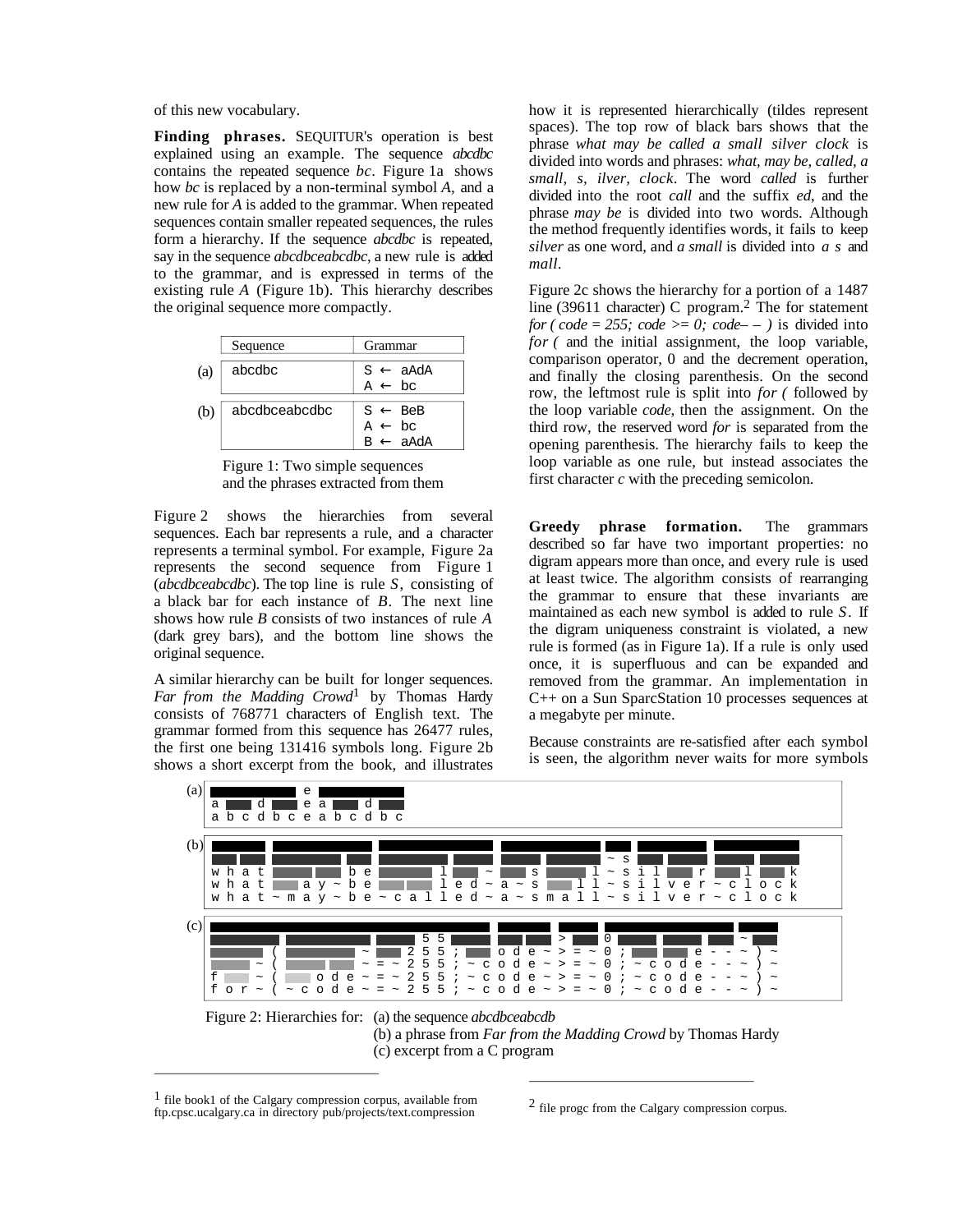of this new vocabulary.

**Finding phrases.** SEQUITUR's operation is best explained using an example. The sequence *abcdbc* contains the repeated sequence *bc*. Figure 1a shows how *bc* is replaced by a non-terminal symbol *A*, and a new rule for *A* is added to the grammar. When repeated sequences contain smaller repeated sequences, the rules form a hierarchy. If the sequence *abcdbc* is repeated, say in the sequence *abcdbceabcdbc*, a new rule is added to the grammar, and is expressed in terms of the existing rule *A* (Figure 1b). This hierarchy describes the original sequence more compactly.

| | Sequence | Grammar |
|---|---|---|
| (a) | abcdbc | S ← aAdA<br>A ← bc |
| (b) | abcdbceabcdbc | S ← BeB<br>A ← bc<br>B ← aAdA |

Figure 1: Two simple sequences and the phrases extracted from them

Figure 2 shows the hierarchies from several sequences. Each bar represents a rule, and a character represents a terminal symbol. For example, Figure 2a represents the second sequence from Figure 1 (*abcdbceabcdbc*). The top line is rule *S*, consisting of a black bar for each instance of *B*. The next line shows how rule *B* consists of two instances of rule *A* (dark grey bars), and the bottom line shows the original sequence.

A similar hierarchy can be built for longer sequences. *Far from the Madding Crowd*[1] by Thomas Hardy consists of 768771 characters of English text. The grammar formed from this sequence has 26477 rules, the first one being 131416 symbols long. Figure 2b shows a short excerpt from the book, and illustrates how it is represented hierarchically (tildes represent spaces). The top row of black bars shows that the phrase *what may be called a small silver clock* is divided into words and phrases: *what, may be, called, a small, s, ilver, clock*. The word *called* is further divided into the root *call* and the suffix *ed*, and the phrase *may be* is divided into two words. Although the method frequently identifies words, it fails to keep *silver* as one word, and *a small* is divided into *a s* and *mall*.

Figure 2c shows the hierarchy for a portion of a 1487 line (39611 character) C program.[2] The for statement *for ( code = 255; code >= 0; code– – )* is divided into *for (* and the initial assignment, the loop variable, comparison operator, 0 and the decrement operation, and finally the closing parenthesis. On the second row, the leftmost rule is split into *for (* followed by the loop variable *code*, then the assignment. On the third row, the reserved word *for* is separated from the opening parenthesis. The hierarchy fails to keep the loop variable as one rule, but instead associates the first character *c* with the preceding semicolon.

**Greedy phrase formation.** The grammars described so far have two important properties: no digram appears more than once, and every rule is used at least twice. The algorithm consists of rearranging the grammar to ensure that these invariants are maintained as each new symbol is added to rule *S*. If the digram uniqueness constraint is violated, a new rule is formed (as in Figure 1a). If a rule is only used once, it is superfluous and can be expanded and removed from the grammar. An implementation in C++ on a Sun SparcStation 10 processes sequences at a megabyte per minute.

Because constraints are re-satisfied after each symbol is seen, the algorithm never waits for more symbols

Figure 2: Hierarchies for: (a) the sequence *abcdbceabcdb*
(b) a phrase from *Far from the Madding Crowd* by Thomas Hardy
(c) excerpt from a C program

[1] file book1 of the Calgary compression corpus, available from ftp.cpsc.ucalgary.ca in directory pub/projects/text.compression

[2] file progc from the Calgary compression corpus.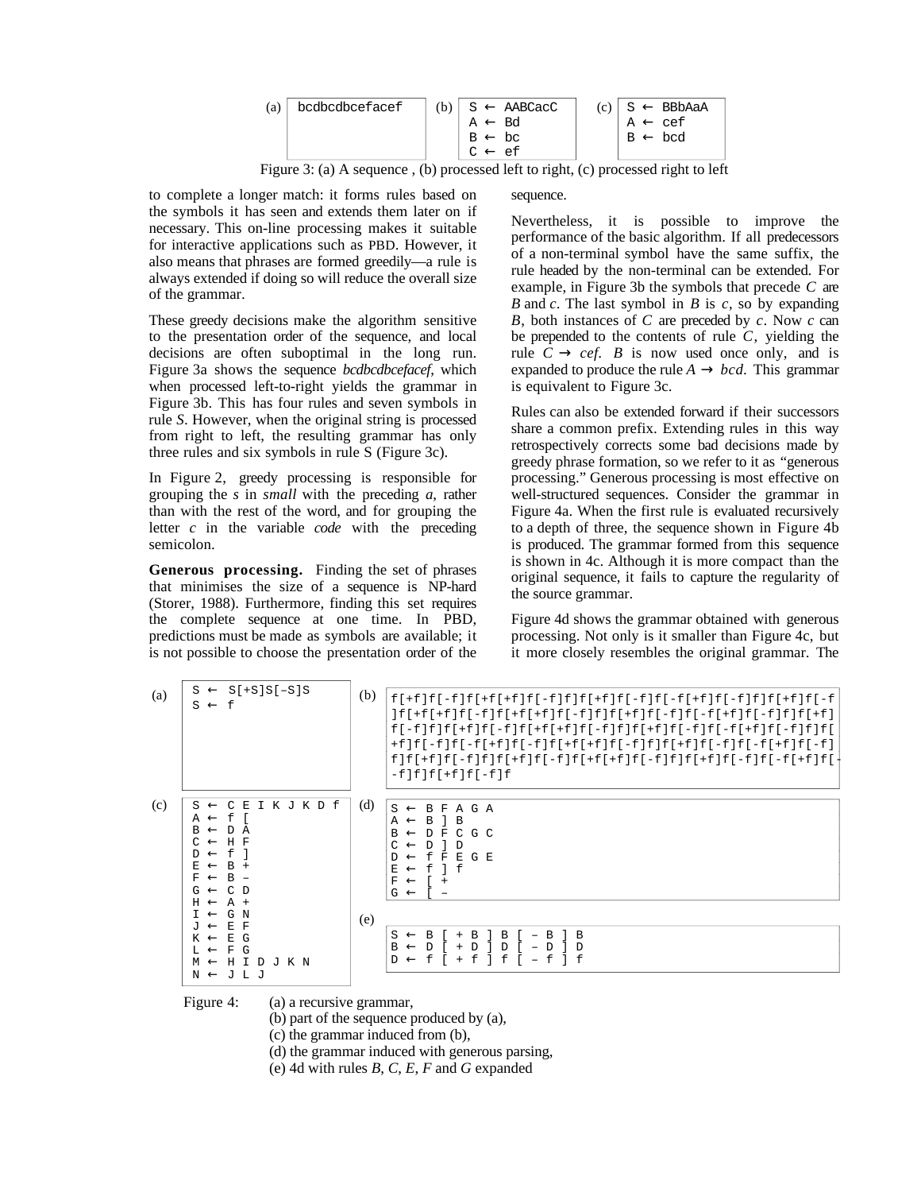(a)

```
bcdbcdbcefacef
```

(b)

```
S ← AABCacC
A ← Bd
B ← bc
C ← ef
```

(c)

```
S ← BBbAaA
A ← cef
B ← bcd
```

Figure 3: (a) A sequence , (b) processed left to right, (c) processed right to left

to complete a longer match: it forms rules based on the symbols it has seen and extends them later on if necessary. This on-line processing makes it suitable for interactive applications such as PBD. However, it also means that phrases are formed greedily—a rule is always extended if doing so will reduce the overall size of the grammar.

These greedy decisions make the algorithm sensitive to the presentation order of the sequence, and local decisions are often suboptimal in the long run. Figure 3a shows the sequence *bcdbcdbcefacef*, which when processed left-to-right yields the grammar in Figure 3b. This has four rules and seven symbols in rule *S*. However, when the original string is processed from right to left, the resulting grammar has only three rules and six symbols in rule S (Figure 3c).

In Figure 2, greedy processing is responsible for grouping the *s* in *small* with the preceding *a*, rather than with the rest of the word, and for grouping the letter *c* in the variable *code* with the preceding semicolon.

**Generous processing.** Finding the set of phrases that minimises the size of a sequence is NP-hard (Storer, 1988). Furthermore, finding this set requires the complete sequence at one time. In PBD, predictions must be made as symbols are available; it is not possible to choose the presentation order of the sequence.

Nevertheless, it is possible to improve the performance of the basic algorithm. If all predecessors of a non-terminal symbol have the same suffix, the rule headed by the non-terminal can be extended. For example, in Figure 3b the symbols that precede *C* are *B* and *c*. The last symbol in *B* is *c*, so by expanding *B*, both instances of *C* are preceded by *c*. Now *c* can be prepended to the contents of rule *C*, yielding the rule $C \rightarrow cef$. *B* is now used once only, and is expanded to produce the rule $A \rightarrow bcd$. This grammar is equivalent to Figure 3c.

Rules can also be extended forward if their successors share a common prefix. Extending rules in this way retrospectively corrects some bad decisions made by greedy phrase formation, so we refer to it as "generous processing." Generous processing is most effective on well-structured sequences. Consider the grammar in Figure 4a. When the first rule is evaluated recursively to a depth of three, the sequence shown in Figure 4b is produced. The grammar formed from this sequence is shown in 4c. Although it is more compact than the original sequence, it fails to capture the regularity of the source grammar.

Figure 4d shows the grammar obtained with generous processing. Not only is it smaller than Figure 4c, but it more closely resembles the original grammar. The

(a)

```
S ← S[+S]S[–S]S
S ← f
```

(b)

```
f[+f]f[-f]f[+f[+f]f[-f]f]f[+f]f[-f]f[-f[+f]f[-f]f]f[+f]f[-f
][f[+f]f[-f]f[+f[+f]f[-f]f]f[+f]f[-f]f[-f[+f]f[-f]f]f[+f]
f[-f]f]f[+f]f[-f]f[+f[+f]f[-f]f]f[+f]f[-f]f[-f[+f]f[-f]f]f[
+f]f[-f]f[-f[+f]f[-f]f[+f[+f]f[-f]f]f[+f]f[-f]f[-f[+f]f[-f]
f]f[+f]f[-f]f]f[+f]f[-f]f[+f[+f]f[-f]f]f[+f]f[-f]f[-f[+f]f[-
-f]f]f[+f]f[-f]f
```

(c)

```
S ← C E I K J K D f
A ← f [
B ← D A
C ← H F
D ← f ]
E ← B +
F ← B –
G ← C D
H ← A +
I ← G N
J ← E F
K ← E G
L ← F G
M ← H I D J K N
N ← J L J
```

(d)

```
S ← B F A G A
A ← B ] B
B ← D F C G C
C ← D ] D
D ← f F E G E
E ← f ] f
F ← [ +
G ← [ –
```

(e)

```
S ← B [ + B ] B [ – B ] B
B ← D [ + D ] D [ – D ] D
D ← f [ + f ] f [ – f ] f
```

Figure 4: (a) a recursive grammar,
(b) part of the sequence produced by (a),
(c) the grammar induced from (b),
(d) the grammar induced with generous parsing,
(e) 4d with rules *B*, *C*, *E*, *F* and *G* expanded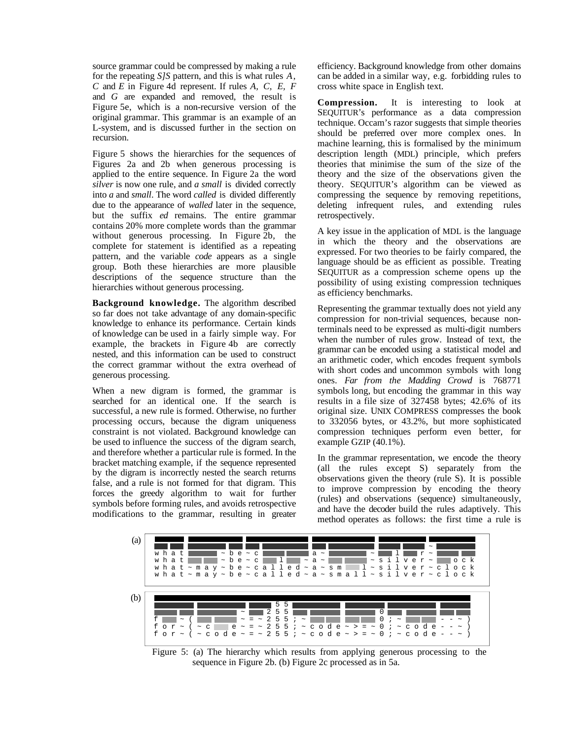source grammar could be compressed by making a rule for the repeating *S]S* pattern, and this is what rules *A*, *C* and *E* in Figure 4d represent. If rules *A*, *C*, *E*, *F* and *G* are expanded and removed, the result is Figure 5e, which is a non-recursive version of the original grammar. This grammar is an example of an L-system, and is discussed further in the section on recursion.

Figure 5 shows the hierarchies for the sequences of Figures 2a and 2b when generous processing is applied to the entire sequence. In Figure 2a the word *silver* is now one rule, and *a small* is divided correctly into *a* and *small*. The word *called* is divided differently due to the appearance of *walled* later in the sequence, but the suffix *ed* remains. The entire grammar contains 20% more complete words than the grammar without generous processing. In Figure 2b, the complete for statement is identified as a repeating pattern, and the variable *code* appears as a single group. Both these hierarchies are more plausible descriptions of the sequence structure than the hierarchies without generous processing.

**Background knowledge.** The algorithm described so far does not take advantage of any domain-specific knowledge to enhance its performance. Certain kinds of knowledge can be used in a fairly simple way. For example, the brackets in Figure 4b are correctly nested, and this information can be used to construct the correct grammar without the extra overhead of generous processing.

When a new digram is formed, the grammar is searched for an identical one. If the search is successful, a new rule is formed. Otherwise, no further processing occurs, because the digram uniqueness constraint is not violated. Background knowledge can be used to influence the success of the digram search, and therefore whether a particular rule is formed. In the bracket matching example, if the sequence represented by the digram is incorrectly nested the search returns false, and a rule is not formed for that digram. This forces the greedy algorithm to wait for further symbols before forming rules, and avoids retrospective modifications to the grammar, resulting in greater efficiency. Background knowledge from other domains can be added in a similar way, e.g. forbidding rules to cross white space in English text.

**Compression.** It is interesting to look at SEQUITUR's performance as a data compression technique. Occam's razor suggests that simple theories should be preferred over more complex ones. In machine learning, this is formalised by the minimum description length (MDL) principle, which prefers theories that minimise the sum of the size of the theory and the size of the observations given the theory. SEQUITUR's algorithm can be viewed as compressing the sequence by removing repetitions, deleting infrequent rules, and extending rules retrospectively.

A key issue in the application of MDL is the language in which the theory and the observations are expressed. For two theories to be fairly compared, the language should be as efficient as possible. Treating SEQUITUR as a compression scheme opens up the possibility of using existing compression techniques as efficiency benchmarks.

Representing the grammar textually does not yield any compression for non-trivial sequences, because non-terminals need to be expressed as multi-digit numbers when the number of rules grow. Instead of text, the grammar can be encoded using a statistical model and an arithmetic coder, which encodes frequent symbols with short codes and uncommon symbols with long ones. *Far from the Madding Crowd* is 768771 symbols long, but encoding the grammar in this way results in a file size of 327458 bytes; 42.6% of its original size. UNIX COMPRESS compresses the book to 332056 bytes, or 43.2%, but more sophisticated compression techniques perform even better, for example GZIP (40.1%).

In the grammar representation, we encode the theory (all the rules except S) separately from the observations given the theory (rule S). It is possible to improve compression by encoding the theory (rules) and observations (sequence) simultaneously, and have the decoder build the rules adaptively. This method operates as follows: the first time a rule is

Figure 5: (a) The hierarchy which results from applying generous processing to the sequence in Figure 2b. (b) Figure 2c processed as in 5a.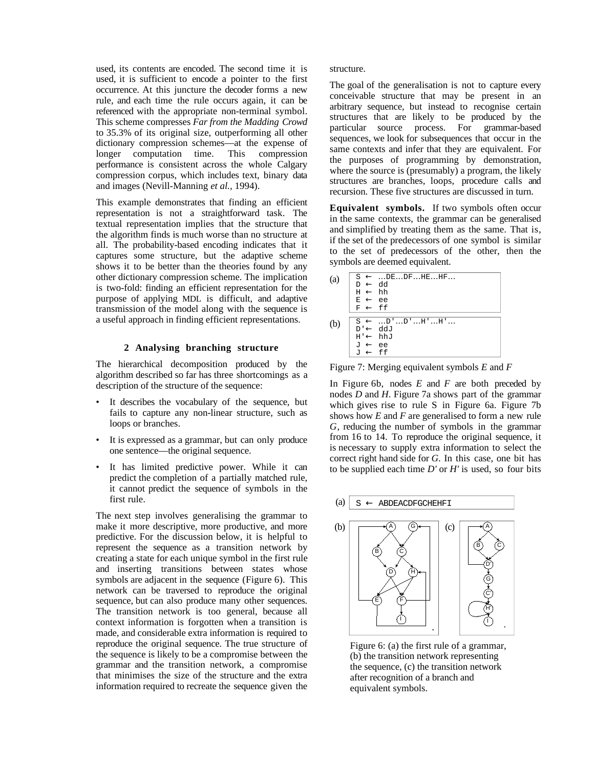used, its contents are encoded. The second time it is used, it is sufficient to encode a pointer to the first occurrence. At this juncture the decoder forms a new rule, and each time the rule occurs again, it can be referenced with the appropriate non-terminal symbol. This scheme compresses *Far from the Madding Crowd* to 35.3% of its original size, outperforming all other dictionary compression schemes—at the expense of longer computation time. This compression performance is consistent across the whole Calgary compression corpus, which includes text, binary data and images (Nevill-Manning *et al.*, 1994).

This example demonstrates that finding an efficient representation is not a straightforward task. The textual representation implies that the structure that the algorithm finds is much worse than no structure at all. The probability-based encoding indicates that it captures some structure, but the adaptive scheme shows it to be better than the theories found by any other dictionary compression scheme. The implication is two-fold: finding an efficient representation for the purpose of applying MDL is difficult, and adaptive transmission of the model along with the sequence is a useful approach in finding efficient representations.

## 2 Analysing branching structure

The hierarchical decomposition produced by the algorithm described so far has three shortcomings as a description of the structure of the sequence:

- It describes the vocabulary of the sequence, but fails to capture any non-linear structure, such as loops or branches.
- It is expressed as a grammar, but can only produce one sentence—the original sequence.
- It has limited predictive power. While it can predict the completion of a partially matched rule, it cannot predict the sequence of symbols in the first rule.

The next step involves generalising the grammar to make it more descriptive, more productive, and more predictive. For the discussion below, it is helpful to represent the sequence as a transition network by creating a state for each unique symbol in the first rule and inserting transitions between states whose symbols are adjacent in the sequence (Figure 6). This network can be traversed to reproduce the original sequence, but can also produce many other sequences. The transition network is too general, because all context information is forgotten when a transition is made, and considerable extra information is required to reproduce the original sequence. The true structure of the sequence is likely to be a compromise between the grammar and the transition network, a compromise that minimises the size of the structure and the extra information required to recreate the sequence given the structure.

The goal of the generalisation is not to capture every conceivable structure that may be present in an arbitrary sequence, but instead to recognise certain structures that are likely to be produced by the particular source process. For grammar-based sequences, we look for subsequences that occur in the same contexts and infer that they are equivalent. For the purposes of programming by demonstration, where the source is (presumably) a program, the likely structures are branches, loops, procedure calls and recursion. These five structures are discussed in turn.

**Equivalent symbols.** If two symbols often occur in the same contexts, the grammar can be generalised and simplified by treating them as the same. That is, if the set of the predecessors of one symbol is similar to the set of predecessors of the other, then the symbols are deemed equivalent.

(a)
```
S ← …DE…DF…HE…HF…
D ← dd
H ← hh
E ← ee
F ← ff
```

(b)
```
S ← …D'…D'…H'…H'…
D'← ddJ
H'← hhJ
J ← ee
J ← ff
```

Figure 7: Merging equivalent symbols *E* and *F*

In Figure 6b, nodes *E* and *F* are both preceded by nodes *D* and *H*. Figure 7a shows part of the grammar which gives rise to rule S in Figure 6a. Figure 7b shows how *E* and *F* are generalised to form a new rule *G*, reducing the number of symbols in the grammar from 16 to 14. To reproduce the original sequence, it is necessary to supply extra information to select the correct right hand side for *G*. In this case, one bit has to be supplied each time *D'* or *H'* is used, so four bits

(a)
```
S ← ABDEACDFGCHEHFI
```

Figure 6: (a) the first rule of a grammar, (b) the transition network representing the sequence, (c) the transition network after recognition of a branch and equivalent symbols.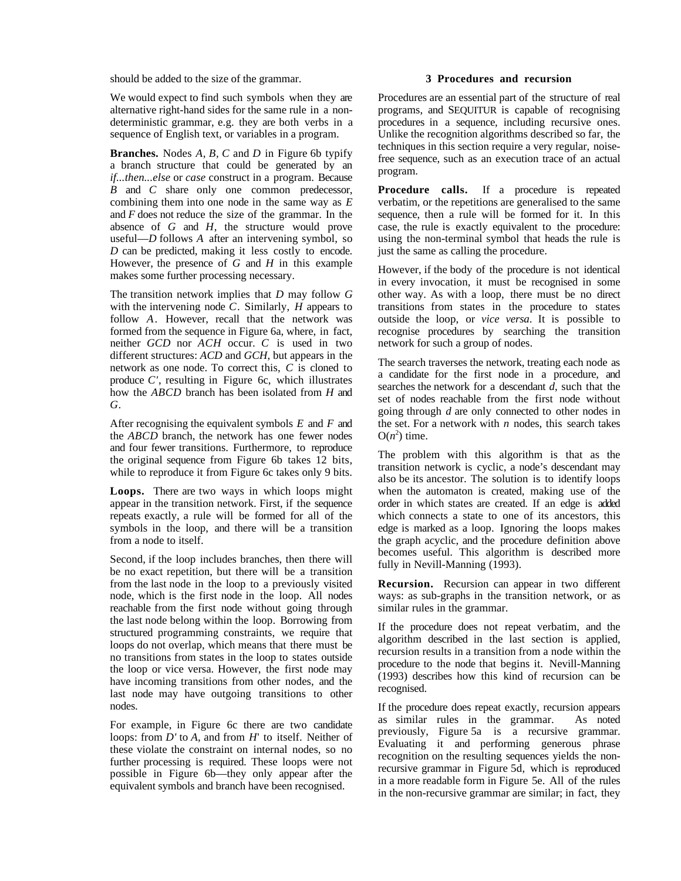should be added to the size of the grammar.

We would expect to find such symbols when they are alternative right-hand sides for the same rule in a non-deterministic grammar, e.g. they are both verbs in a sequence of English text, or variables in a program.

**Branches.** Nodes *A*, *B*, *C* and *D* in Figure 6b typify a branch structure that could be generated by an *if...then...else* or *case* construct in a program. Because *B* and *C* share only one common predecessor, combining them into one node in the same way as *E* and *F* does not reduce the size of the grammar. In the absence of *G* and *H*, the structure would prove useful—*D* follows *A* after an intervening symbol, so *D* can be predicted, making it less costly to encode. However, the presence of *G* and *H* in this example makes some further processing necessary.

The transition network implies that *D* may follow *G* with the intervening node *C*. Similarly, *H* appears to follow *A*. However, recall that the network was formed from the sequence in Figure 6a, where, in fact, neither *GCD* nor *ACH* occur. *C* is used in two different structures: *ACD* and *GCH*, but appears in the network as one node. To correct this, *C* is cloned to produce *C'*, resulting in Figure 6c, which illustrates how the *ABCD* branch has been isolated from *H* and *G*.

After recognising the equivalent symbols *E* and *F* and the *ABCD* branch, the network has one fewer nodes and four fewer transitions. Furthermore, to reproduce the original sequence from Figure 6b takes 12 bits, while to reproduce it from Figure 6c takes only 9 bits.

**Loops.** There are two ways in which loops might appear in the transition network. First, if the sequence repeats exactly, a rule will be formed for all of the symbols in the loop, and there will be a transition from a node to itself.

Second, if the loop includes branches, then there will be no exact repetition, but there will be a transition from the last node in the loop to a previously visited node, which is the first node in the loop. All nodes reachable from the first node without going through the last node belong within the loop. Borrowing from structured programming constraints, we require that loops do not overlap, which means that there must be no transitions from states in the loop to states outside the loop or vice versa. However, the first node may have incoming transitions from other nodes, and the last node may have outgoing transitions to other nodes.

For example, in Figure 6c there are two candidate loops: from *D'* to *A*, and from *H'* to itself. Neither of these violate the constraint on internal nodes, so no further processing is required. These loops were not possible in Figure 6b—they only appear after the equivalent symbols and branch have been recognised.

## 3 Procedures and recursion

Procedures are an essential part of the structure of real programs, and SEQUITUR is capable of recognising procedures in a sequence, including recursive ones. Unlike the recognition algorithms described so far, the techniques in this section require a very regular, noise-free sequence, such as an execution trace of an actual program.

**Procedure calls.** If a procedure is repeated verbatim, or the repetitions are generalised to the same sequence, then a rule will be formed for it. In this case, the rule is exactly equivalent to the procedure: using the non-terminal symbol that heads the rule is just the same as calling the procedure.

However, if the body of the procedure is not identical in every invocation, it must be recognised in some other way. As with a loop, there must be no direct transitions from states in the procedure to states outside the loop, or *vice versa*. It is possible to recognise procedures by searching the transition network for such a group of nodes.

The search traverses the network, treating each node as a candidate for the first node in a procedure, and searches the network for a descendant *d*, such that the set of nodes reachable from the first node without going through *d* are only connected to other nodes in the set. For a network with *n* nodes, this search takes $O(n^2)$ time.

The problem with this algorithm is that as the transition network is cyclic, a node's descendant may also be its ancestor. The solution is to identify loops when the automaton is created, making use of the order in which states are created. If an edge is added which connects a state to one of its ancestors, this edge is marked as a loop. Ignoring the loops makes the graph acyclic, and the procedure definition above becomes useful. This algorithm is described more fully in Nevill-Manning (1993).

**Recursion.** Recursion can appear in two different ways: as sub-graphs in the transition network, or as similar rules in the grammar.

If the procedure does not repeat verbatim, and the algorithm described in the last section is applied, recursion results in a transition from a node within the procedure to the node that begins it. Nevill-Manning (1993) describes how this kind of recursion can be recognised.

If the procedure does repeat exactly, recursion appears as similar rules in the grammar. As noted previously, Figure 5a is a recursive grammar. Evaluating it and performing generous phrase recognition on the resulting sequences yields the non-recursive grammar in Figure 5d, which is reproduced in a more readable form in Figure 5e. All of the rules in the non-recursive grammar are similar; in fact, they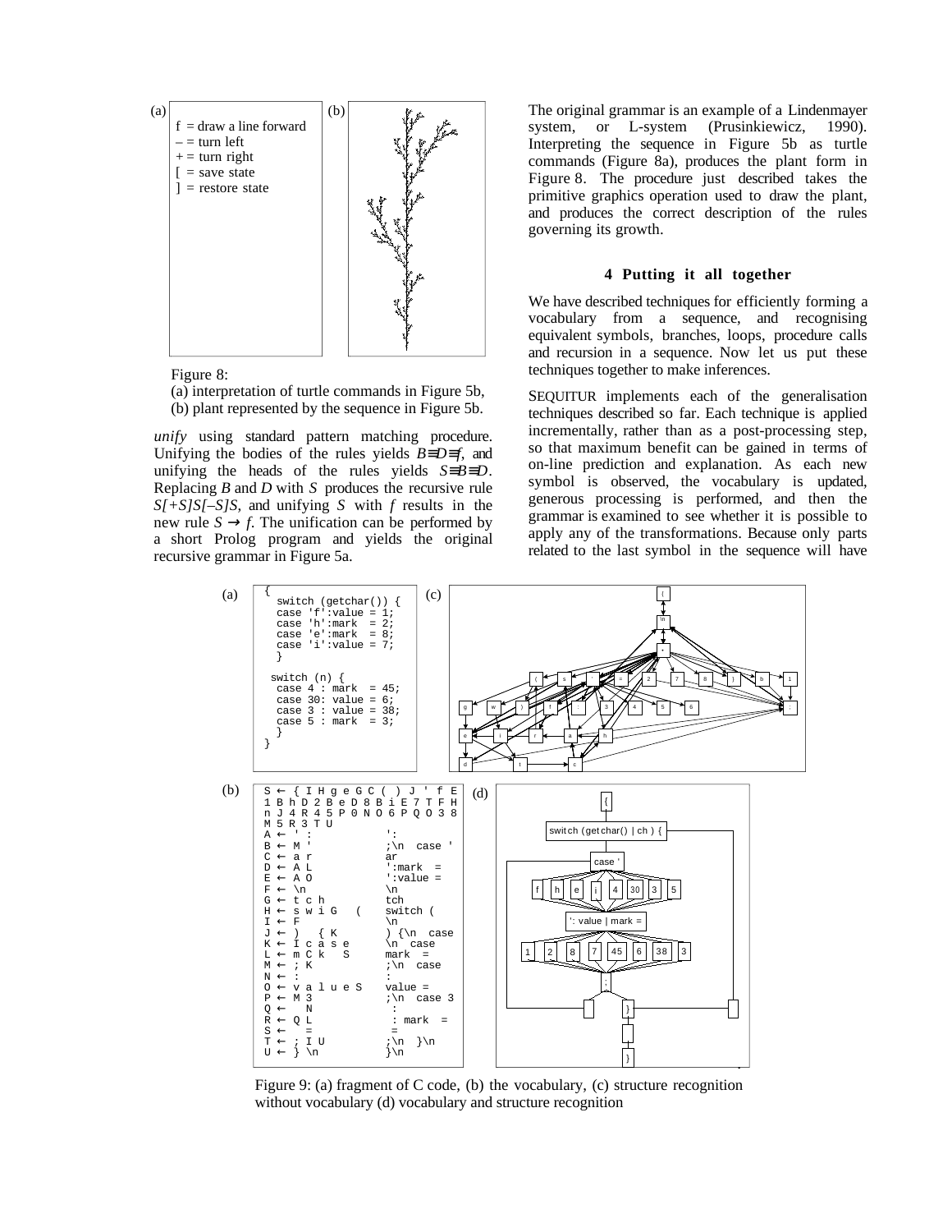(a)

f = draw a line forward
– = turn left
+ = turn right
[ = save state
] = restore state

(b)

Figure 8:
(a) interpretation of turtle commands in Figure 5b,
(b) plant represented by the sequence in Figure 5b.

*unify* using standard pattern matching procedure. Unifying the bodies of the rules yields $B \equiv D \equiv f$, and unifying the heads of the rules yields $S \equiv B \equiv D$. Replacing *B* and *D* with *S* produces the recursive rule *S[+S]S[–S]S*, and unifying *S* with *f* results in the new rule $S \rightarrow f$. The unification can be performed by a short Prolog program and yields the original recursive grammar in Figure 5a.

The original grammar is an example of a Lindenmayer system, or L-system (Prusinkiewicz, 1990). Interpreting the sequence in Figure 5b as turtle commands (Figure 8a), produces the plant form in Figure 8. The procedure just described takes the primitive graphics operation used to draw the plant, and produces the correct description of the rules governing its growth.

## 4 Putting it all together

We have described techniques for efficiently forming a vocabulary from a sequence, and recognising equivalent symbols, branches, loops, procedure calls and recursion in a sequence. Now let us put these techniques together to make inferences.

SEQUITUR implements each of the generalisation techniques described so far. Each technique is applied incrementally, rather than as a post-processing step, so that maximum benefit can be gained in terms of on-line prediction and explanation. As each new symbol is observed, the vocabulary is updated, generous processing is performed, and then the grammar is examined to see whether it is possible to apply any of the transformations. Because only parts related to the last symbol in the sequence will have

(a)

```
{
  switch (getchar()) {
  case 'f':value = 1;
  case 'h':mark  = 2;
  case 'e':mark  = 8;
  case 'i':value = 7;
  }

 switch (n) {
  case 4 : mark  = 45;
  case 30: value = 6;
  case 3 : value = 38;
  case 5 : mark  = 3;
  }
}
```

(b)

```
S ← { I H g e G C ( ) J ' f E
1 B h D 2 B e D 8 B i E 7 T F H
n J 4 R 4 5 P 0 N O 6 P Q O 3 8
M 5 R 3 T U
A ← ' :               ':
B ← M '               ;\n  case '
C ← a r               ar
D ← A L               ':mark  =
E ← A O               ':value =
F ← \n                \n
G ← t c h             tch
H ← s w i G   (       switch (
I ← F                 \n
J ← )   { K           ) {\n  case
K ← I c a s e         \n  case
L ← m C k   S         mark  =
M ← ; K               ;\n  case
N ← :                 :
O ← v a l u e S       value =
P ← M 3               ;\n  case 3
Q ←   N                :
R ← Q L                : mark  =
S ←   =                =
T ← ; I U             ;\n  }\n
U ← } \n              }\n
```

(c)

(d)

Figure 9: (a) fragment of C code, (b) the vocabulary, (c) structure recognition without vocabulary (d) vocabulary and structure recognition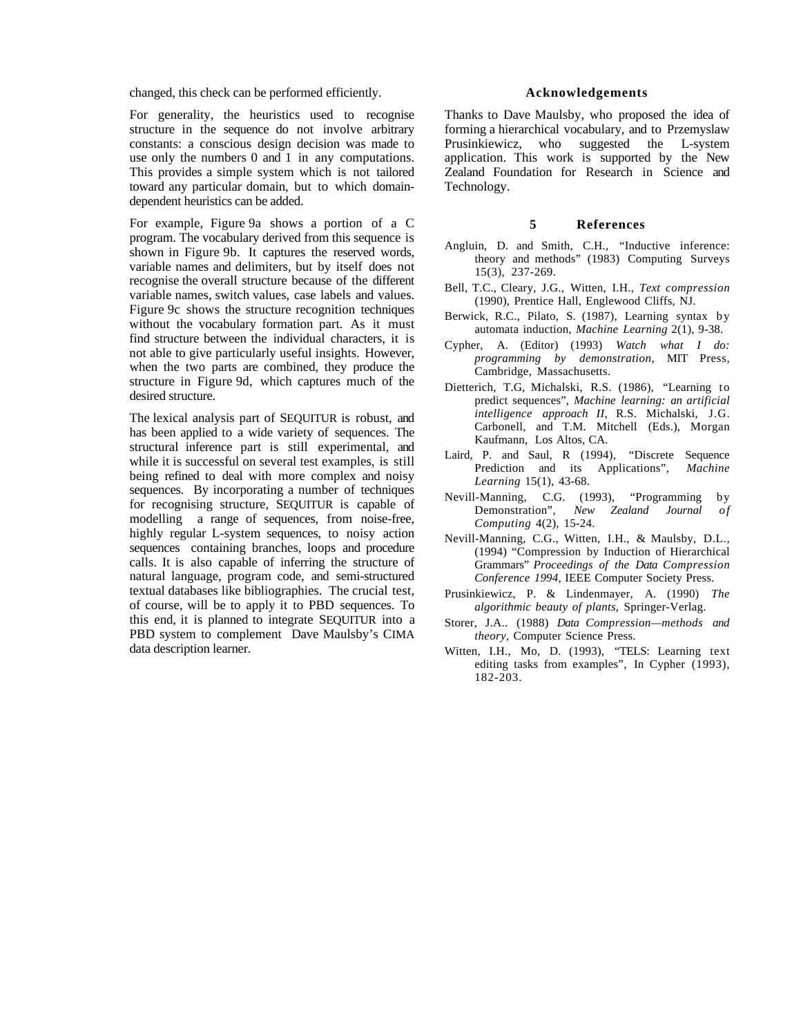changed, this check can be performed efficiently.

For generality, the heuristics used to recognise structure in the sequence do not involve arbitrary constants: a conscious design decision was made to use only the numbers 0 and 1 in any computations. This provides a simple system which is not tailored toward any particular domain, but to which domain-dependent heuristics can be added.

For example, Figure 9a shows a portion of a C program. The vocabulary derived from this sequence is shown in Figure 9b. It captures the reserved words, variable names and delimiters, but by itself does not recognise the overall structure because of the different variable names, switch values, case labels and values. Figure 9c shows the structure recognition techniques without the vocabulary formation part. As it must find structure between the individual characters, it is not able to give particularly useful insights. However, when the two parts are combined, they produce the structure in Figure 9d, which captures much of the desired structure.

The lexical analysis part of SEQUITUR is robust, and has been applied to a wide variety of sequences. The structural inference part is still experimental, and while it is successful on several test examples, is still being refined to deal with more complex and noisy sequences. By incorporating a number of techniques for recognising structure, SEQUITUR is capable of modelling a range of sequences, from noise-free, highly regular L-system sequences, to noisy action sequences containing branches, loops and procedure calls. It is also capable of inferring the structure of natural language, program code, and semi-structured textual databases like bibliographies. The crucial test, of course, will be to apply it to PBD sequences. To this end, it is planned to integrate SEQUITUR into a PBD system to complement Dave Maulsby's CIMA data description learner.

## Acknowledgements

Thanks to Dave Maulsby, who proposed the idea of forming a hierarchical vocabulary, and to Przemyslaw Prusinkiewicz, who suggested the L-system application. This work is supported by the New Zealand Foundation for Research in Science and Technology.

## 5 References

Angluin, D. and Smith, C.H., "Inductive inference: theory and methods" (1983) Computing Surveys 15(3), 237-269.

Bell, T.C., Cleary, J.G., Witten, I.H., *Text compression* (1990), Prentice Hall, Englewood Cliffs, NJ.

Berwick, R.C., Pilato, S. (1987), Learning syntax by automata induction, *Machine Learning* 2(1), 9-38.

Cypher, A. (Editor) (1993) *Watch what I do: programming by demonstration*, MIT Press, Cambridge, Massachusetts.

Dietterich, T.G, Michalski, R.S. (1986), "Learning to predict sequences", *Machine learning: an artificial intelligence approach II*, R.S. Michalski, J.G. Carbonell, and T.M. Mitchell (Eds.), Morgan Kaufmann, Los Altos, CA.

Laird, P. and Saul, R (1994), "Discrete Sequence Prediction and its Applications", *Machine Learning* 15(1), 43-68.

Nevill-Manning, C.G. (1993), "Programming by Demonstration", *New Zealand Journal of Computing* 4(2), 15-24.

Nevill-Manning, C.G., Witten, I.H., & Maulsby, D.L., (1994) "Compression by Induction of Hierarchical Grammars" *Proceedings of the Data Compression Conference 1994*, IEEE Computer Society Press.

Prusinkiewicz, P. & Lindenmayer, A. (1990) *The algorithmic beauty of plants*, Springer-Verlag.

Storer, J.A.. (1988) *Data Compression—methods and theory*, Computer Science Press.

Witten, I.H., Mo, D. (1993), "TELS: Learning text editing tasks from examples", In Cypher (1993), 182-203.